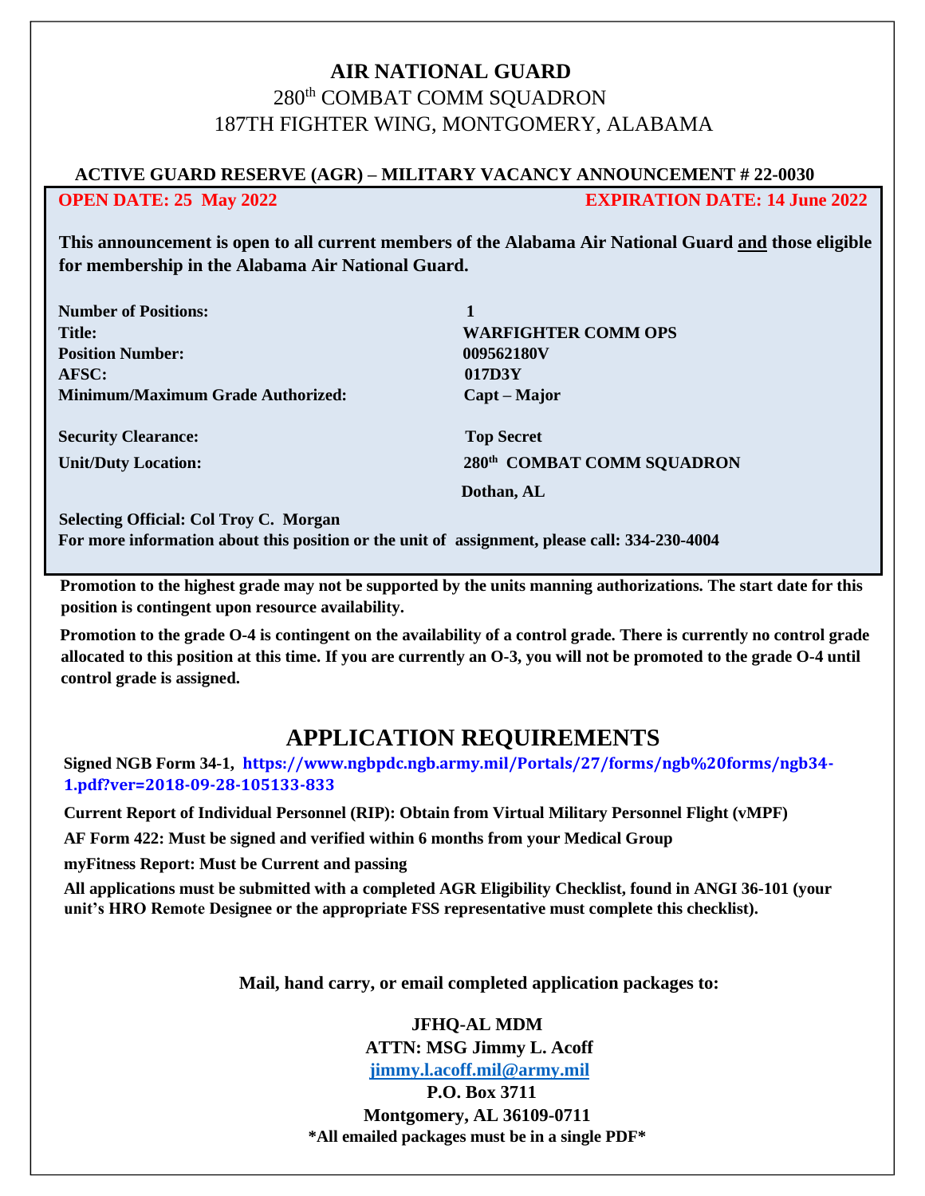# AIR NATIONAL GUARD

280th COMBAT COMM SQUADRON

187TH FIGHTER WING, MONTGOMERY, ALABAMA

**ACTIVE GUARD RESERVE (AGR) – MILITARY VACANCY ANNOUNCEMENT # 22-0030**

**OPEN DATE: 25 May 2022** **EXPIRATION DATE: 14 June 2022**

**This announcement is open to all current members of the Alabama Air National Guard and those eligible for membership in the Alabama Air National Guard.**

| | |
|---|---|
| **Number of Positions:** | **1** |
| **Title:** | **WARFIGHTER COMM OPS** |
| **Position Number:** | **009562180V** |
| **AFSC:** | **017D3Y** |
| **Minimum/Maximum Grade Authorized:** | **Capt – Major** |
| **Security Clearance:** | **Top Secret** |
| **Unit/Duty Location:** | **280th COMBAT COMM SQUADRON Dothan, AL** |

**Selecting Official: Col Troy C. Morgan**

**For more information about this position or the unit of assignment, please call: 334-230-4004**

**Promotion to the highest grade may not be supported by the units manning authorizations. The start date for this position is contingent upon resource availability.**

**Promotion to the grade O-4 is contingent on the availability of a control grade. There is currently no control grade allocated to this position at this time. If you are currently an O-3, you will not be promoted to the grade O-4 until control grade is assigned.**

## APPLICATION REQUIREMENTS

**Signed NGB Form 34-1, https://www.ngbpdc.ngb.army.mil/Portals/27/forms/ngb%20forms/ngb34-1.pdf?ver=2018-09-28-105133-833**

**Current Report of Individual Personnel (RIP): Obtain from Virtual Military Personnel Flight (vMPF)**

**AF Form 422: Must be signed and verified within 6 months from your Medical Group**

**myFitness Report: Must be Current and passing**

**All applications must be submitted with a completed AGR Eligibility Checklist, found in ANGI 36-101 (your unit's HRO Remote Designee or the appropriate FSS representative must complete this checklist).**

**Mail, hand carry, or email completed application packages to:**

**JFHQ-AL MDM**
**ATTN: MSG Jimmy L. Acoff**
**jimmy.l.acoff.mil@army.mil**
**P.O. Box 3711**
**Montgomery, AL 36109-0711**
**\*All emailed packages must be in a single PDF\***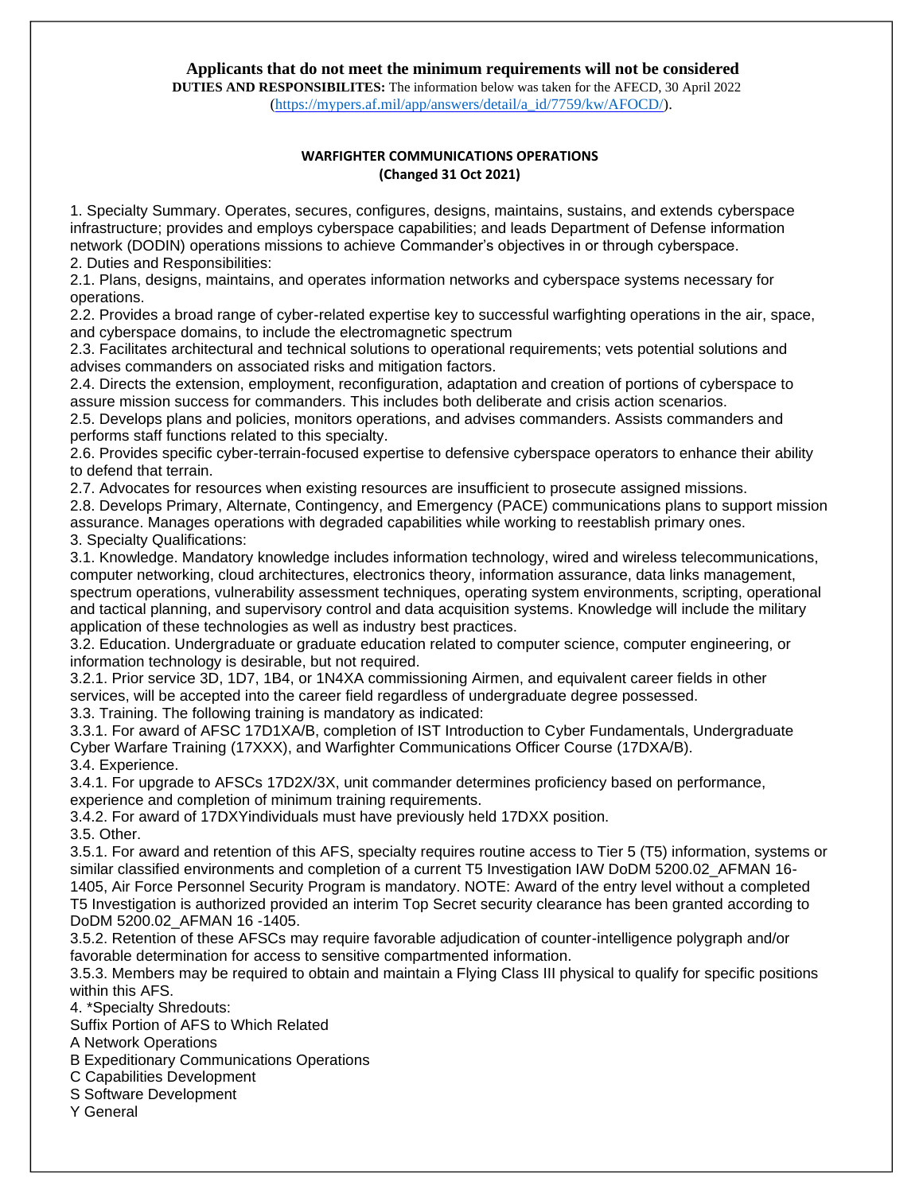**Applicants that do not meet the minimum requirements will not be considered**

**DUTIES AND RESPONSIBILITES:** The information below was taken for the AFECD, 30 April 2022 ([https://mypers.af.mil/app/answers/detail/a_id/7759/kw/AFOCD/](https://mypers.af.mil/app/answers/detail/a_id/7759/kw/AFOCD/)).

**WARFIGHTER COMMUNICATIONS OPERATIONS**
**(Changed 31 Oct 2021)**

1. Specialty Summary. Operates, secures, configures, designs, maintains, sustains, and extends cyberspace infrastructure; provides and employs cyberspace capabilities; and leads Department of Defense information network (DODIN) operations missions to achieve Commander's objectives in or through cyberspace.

2. Duties and Responsibilities:

2.1. Plans, designs, maintains, and operates information networks and cyberspace systems necessary for operations.

2.2. Provides a broad range of cyber-related expertise key to successful warfighting operations in the air, space, and cyberspace domains, to include the electromagnetic spectrum

2.3. Facilitates architectural and technical solutions to operational requirements; vets potential solutions and advises commanders on associated risks and mitigation factors.

2.4. Directs the extension, employment, reconfiguration, adaptation and creation of portions of cyberspace to assure mission success for commanders. This includes both deliberate and crisis action scenarios.

2.5. Develops plans and policies, monitors operations, and advises commanders. Assists commanders and performs staff functions related to this specialty.

2.6. Provides specific cyber-terrain-focused expertise to defensive cyberspace operators to enhance their ability to defend that terrain.

2.7. Advocates for resources when existing resources are insufficient to prosecute assigned missions.

2.8. Develops Primary, Alternate, Contingency, and Emergency (PACE) communications plans to support mission assurance. Manages operations with degraded capabilities while working to reestablish primary ones.

3. Specialty Qualifications:

3.1. Knowledge. Mandatory knowledge includes information technology, wired and wireless telecommunications, computer networking, cloud architectures, electronics theory, information assurance, data links management, spectrum operations, vulnerability assessment techniques, operating system environments, scripting, operational and tactical planning, and supervisory control and data acquisition systems. Knowledge will include the military application of these technologies as well as industry best practices.

3.2. Education. Undergraduate or graduate education related to computer science, computer engineering, or information technology is desirable, but not required.

3.2.1. Prior service 3D, 1D7, 1B4, or 1N4XA commissioning Airmen, and equivalent career fields in other services, will be accepted into the career field regardless of undergraduate degree possessed.

3.3. Training. The following training is mandatory as indicated:

3.3.1. For award of AFSC 17D1XA/B, completion of IST Introduction to Cyber Fundamentals, Undergraduate Cyber Warfare Training (17XXX), and Warfighter Communications Officer Course (17DXA/B).

3.4. Experience.

3.4.1. For upgrade to AFSCs 17D2X/3X, unit commander determines proficiency based on performance, experience and completion of minimum training requirements.

3.4.2. For award of 17DXYindividuals must have previously held 17DXX position.

3.5. Other.

3.5.1. For award and retention of this AFS, specialty requires routine access to Tier 5 (T5) information, systems or similar classified environments and completion of a current T5 Investigation IAW DoDM 5200.02_AFMAN 16-1405, Air Force Personnel Security Program is mandatory. NOTE: Award of the entry level without a completed T5 Investigation is authorized provided an interim Top Secret security clearance has been granted according to DoDM 5200.02_AFMAN 16 -1405.

3.5.2. Retention of these AFSCs may require favorable adjudication of counter-intelligence polygraph and/or favorable determination for access to sensitive compartmented information.

3.5.3. Members may be required to obtain and maintain a Flying Class III physical to qualify for specific positions within this AFS.

4. *Specialty Shredouts:

Suffix Portion of AFS to Which Related

A Network Operations

B Expeditionary Communications Operations

C Capabilities Development

S Software Development

Y General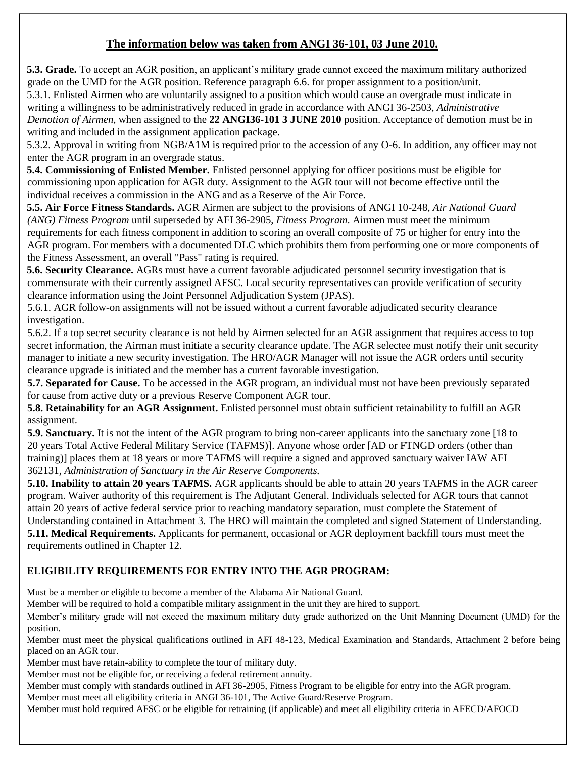## The information below was taken from ANGI 36-101, 03 June 2010.

**5.3. Grade.** To accept an AGR position, an applicant's military grade cannot exceed the maximum military authorized grade on the UMD for the AGR position. Reference paragraph 6.6. for proper assignment to a position/unit.

5.3.1. Enlisted Airmen who are voluntarily assigned to a position which would cause an overgrade must indicate in writing a willingness to be administratively reduced in grade in accordance with ANGI 36-2503, *Administrative Demotion of Airmen,* when assigned to the **22 ANGI36-101 3 JUNE 2010** position. Acceptance of demotion must be in writing and included in the assignment application package.

5.3.2. Approval in writing from NGB/A1M is required prior to the accession of any O-6. In addition, any officer may not enter the AGR program in an overgrade status.

**5.4. Commissioning of Enlisted Member.** Enlisted personnel applying for officer positions must be eligible for commissioning upon application for AGR duty. Assignment to the AGR tour will not become effective until the individual receives a commission in the ANG and as a Reserve of the Air Force.

**5.5. Air Force Fitness Standards.** AGR Airmen are subject to the provisions of ANGI 10-248, *Air National Guard (ANG) Fitness Program* until superseded by AFI 36-2905, *Fitness Program*. Airmen must meet the minimum requirements for each fitness component in addition to scoring an overall composite of 75 or higher for entry into the AGR program. For members with a documented DLC which prohibits them from performing one or more components of the Fitness Assessment, an overall "Pass" rating is required.

**5.6. Security Clearance.** AGRs must have a current favorable adjudicated personnel security investigation that is commensurate with their currently assigned AFSC. Local security representatives can provide verification of security clearance information using the Joint Personnel Adjudication System (JPAS).

5.6.1. AGR follow-on assignments will not be issued without a current favorable adjudicated security clearance investigation.

5.6.2. If a top secret security clearance is not held by Airmen selected for an AGR assignment that requires access to top secret information, the Airman must initiate a security clearance update. The AGR selectee must notify their unit security manager to initiate a new security investigation. The HRO/AGR Manager will not issue the AGR orders until security clearance upgrade is initiated and the member has a current favorable investigation.

**5.7. Separated for Cause.** To be accessed in the AGR program, an individual must not have been previously separated for cause from active duty or a previous Reserve Component AGR tour.

**5.8. Retainability for an AGR Assignment.** Enlisted personnel must obtain sufficient retainability to fulfill an AGR assignment.

**5.9. Sanctuary.** It is not the intent of the AGR program to bring non-career applicants into the sanctuary zone [18 to 20 years Total Active Federal Military Service (TAFMS)]. Anyone whose order [AD or FTNGD orders (other than training)] places them at 18 years or more TAFMS will require a signed and approved sanctuary waiver IAW AFI 362131, *Administration of Sanctuary in the Air Reserve Components.*

**5.10. Inability to attain 20 years TAFMS.** AGR applicants should be able to attain 20 years TAFMS in the AGR career program. Waiver authority of this requirement is The Adjutant General. Individuals selected for AGR tours that cannot attain 20 years of active federal service prior to reaching mandatory separation, must complete the Statement of Understanding contained in Attachment 3. The HRO will maintain the completed and signed Statement of Understanding.

**5.11. Medical Requirements.** Applicants for permanent, occasional or AGR deployment backfill tours must meet the requirements outlined in Chapter 12.

### ELIGIBILITY REQUIREMENTS FOR ENTRY INTO THE AGR PROGRAM:

Must be a member or eligible to become a member of the Alabama Air National Guard.

Member will be required to hold a compatible military assignment in the unit they are hired to support.

Member's military grade will not exceed the maximum military duty grade authorized on the Unit Manning Document (UMD) for the position.

Member must meet the physical qualifications outlined in AFI 48-123, Medical Examination and Standards, Attachment 2 before being placed on an AGR tour.

Member must have retain-ability to complete the tour of military duty.

Member must not be eligible for, or receiving a federal retirement annuity.

Member must comply with standards outlined in AFI 36-2905, Fitness Program to be eligible for entry into the AGR program.

Member must meet all eligibility criteria in ANGI 36-101, The Active Guard/Reserve Program.

Member must hold required AFSC or be eligible for retraining (if applicable) and meet all eligibility criteria in AFECD/AFOCD